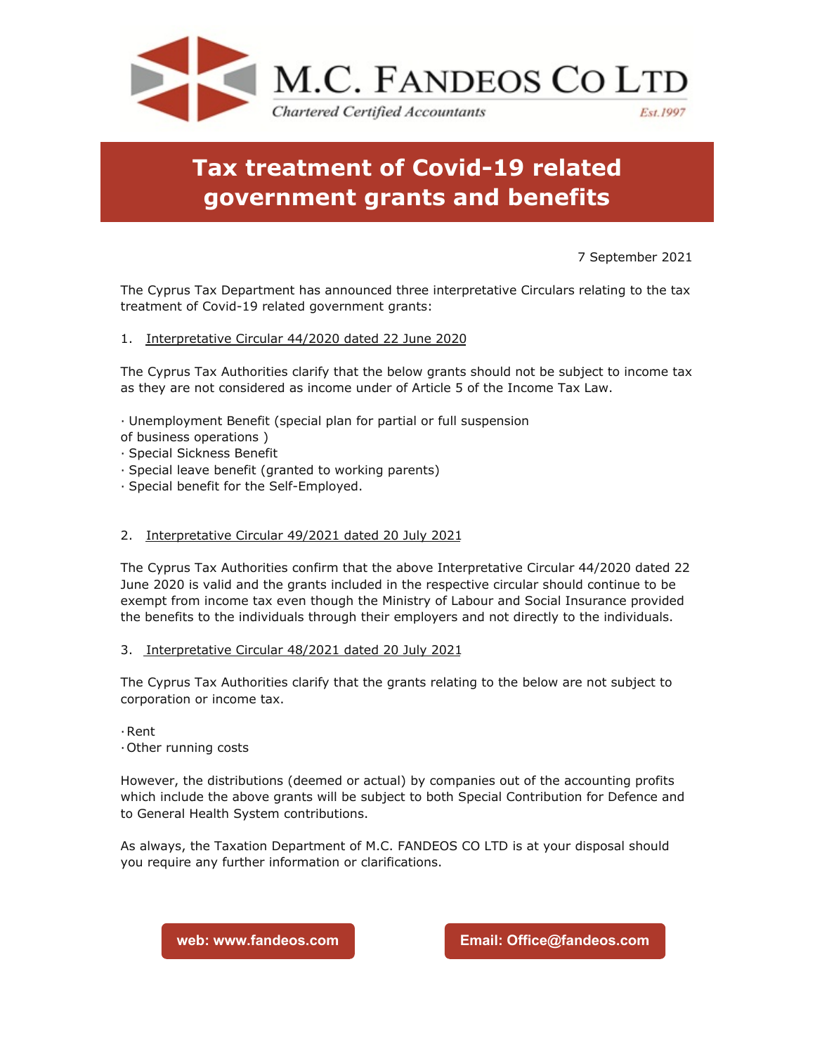# M.C. FANDEOS CO LTD

*Chartered Certified Accountants* *Est.1997*

# Tax treatment of Covid-19 related government grants and benefits

7 September 2021

The Cyprus Tax Department has announced three interpretative Circulars relating to the tax treatment of Covid-19 related government grants:

1. Interpretative Circular 44/2020 dated 22 June 2020

The Cyprus Tax Authorities clarify that the below grants should not be subject to income tax as they are not considered as income under of Article 5 of the Income Tax Law.

- Unemployment Benefit (special plan for partial or full suspension of business operations )
- Special Sickness Benefit
- Special leave benefit (granted to working parents)
- Special benefit for the Self-Employed.

2. Interpretative Circular 49/2021 dated 20 July 2021

The Cyprus Tax Authorities confirm that the above Interpretative Circular 44/2020 dated 22 June 2020 is valid and the grants included in the respective circular should continue to be exempt from income tax even though the Ministry of Labour and Social Insurance provided the benefits to the individuals through their employers and not directly to the individuals.

3. Interpretative Circular 48/2021 dated 20 July 2021

The Cyprus Tax Authorities clarify that the grants relating to the below are not subject to corporation or income tax.

- Rent
- Other running costs

However, the distributions (deemed or actual) by companies out of the accounting profits which include the above grants will be subject to both Special Contribution for Defence and to General Health System contributions.

As always, the Taxation Department of M.C. FANDEOS CO LTD is at your disposal should you require any further information or clarifications.

**web: www.fandeos.com** **Email: Office@fandeos.com**